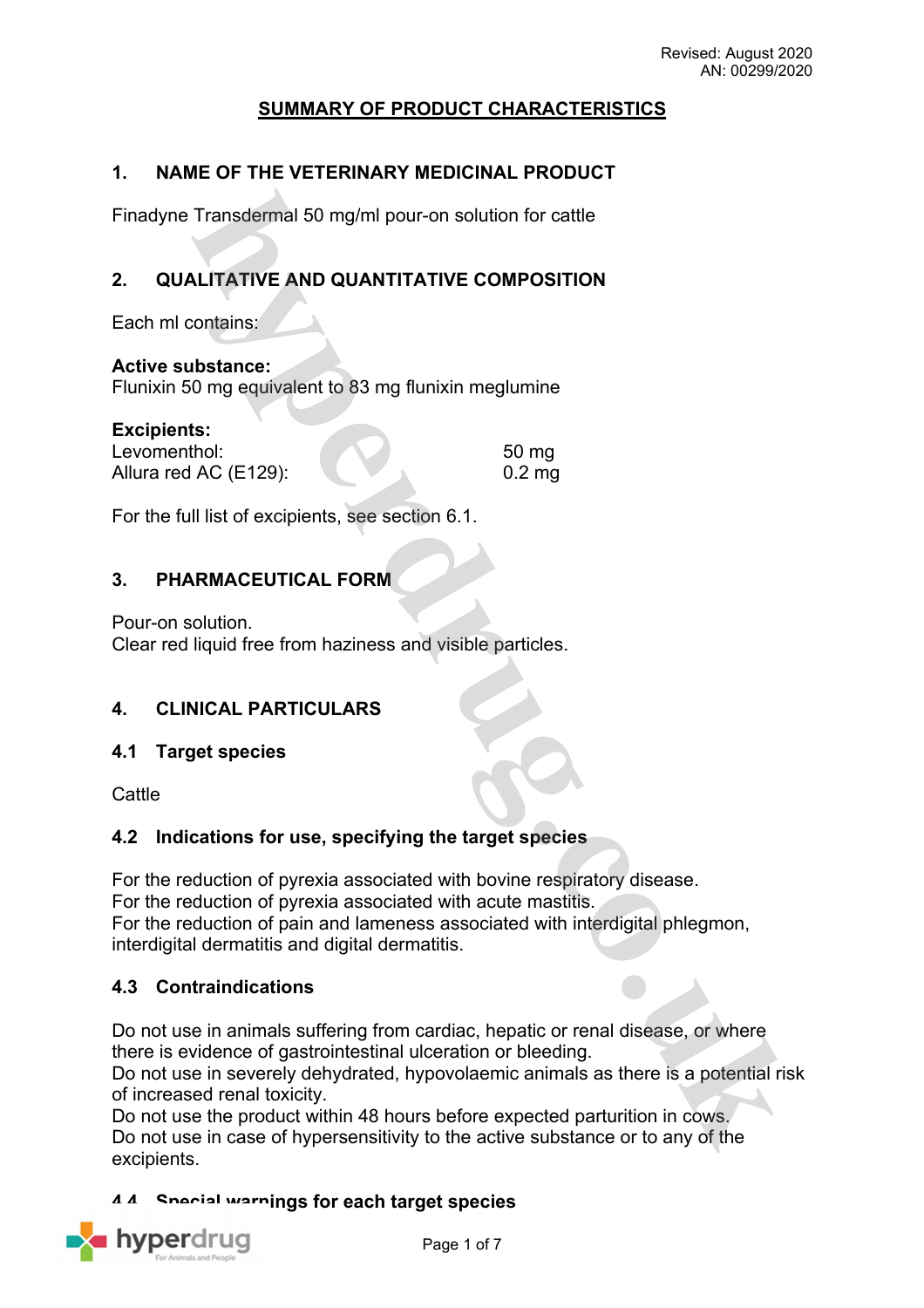Revised: August 2020
AN: 00299/2020

# SUMMARY OF PRODUCT CHARACTERISTICS

## 1. NAME OF THE VETERINARY MEDICINAL PRODUCT

Finadyne Transdermal 50 mg/ml pour-on solution for cattle

## 2. QUALITATIVE AND QUANTITATIVE COMPOSITION

Each ml contains:

**Active substance:**
Flunixin 50 mg equivalent to 83 mg flunixin meglumine

**Excipients:**

| | |
|---|---|
| Levomenthol: | 50 mg |
| Allura red AC (E129): | 0.2 mg |

For the full list of excipients, see section 6.1.

## 3. PHARMACEUTICAL FORM

Pour-on solution.
Clear red liquid free from haziness and visible particles.

## 4. CLINICAL PARTICULARS

### 4.1 Target species

Cattle

### 4.2 Indications for use, specifying the target species

For the reduction of pyrexia associated with bovine respiratory disease.
For the reduction of pyrexia associated with acute mastitis.
For the reduction of pain and lameness associated with interdigital phlegmon, interdigital dermatitis and digital dermatitis.

### 4.3 Contraindications

Do not use in animals suffering from cardiac, hepatic or renal disease, or where there is evidence of gastrointestinal ulceration or bleeding.
Do not use in severely dehydrated, hypovolaemic animals as there is a potential risk of increased renal toxicity.
Do not use the product within 48 hours before expected parturition in cows.
Do not use in case of hypersensitivity to the active substance or to any of the excipients.

### 4.4 Special warnings for each target species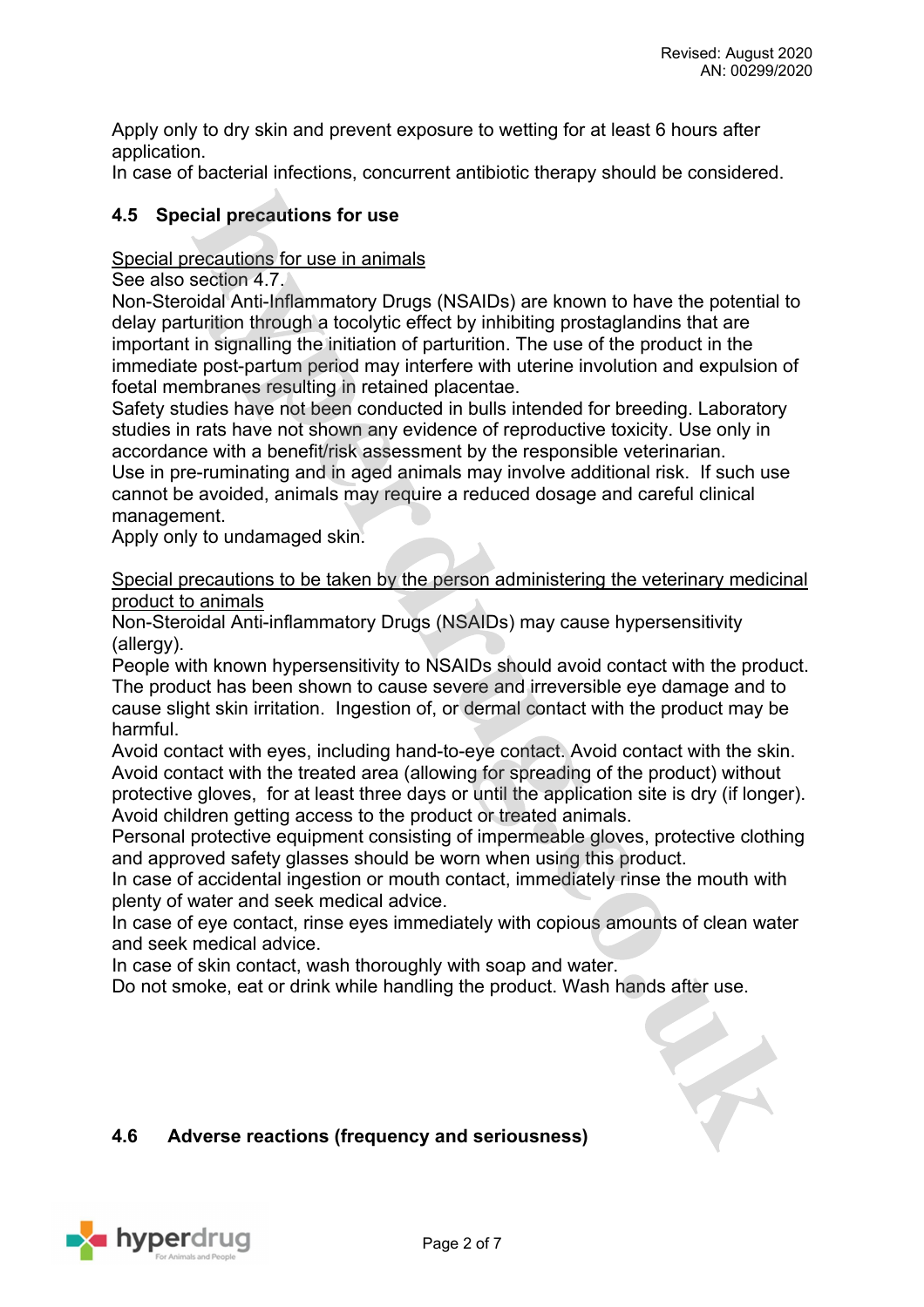Apply only to dry skin and prevent exposure to wetting for at least 6 hours after application.
In case of bacterial infections, concurrent antibiotic therapy should be considered.

## 4.5 Special precautions for use

Special precautions for use in animals
See also section 4.7.
Non-Steroidal Anti-Inflammatory Drugs (NSAIDs) are known to have the potential to delay parturition through a tocolytic effect by inhibiting prostaglandins that are important in signalling the initiation of parturition. The use of the product in the immediate post-partum period may interfere with uterine involution and expulsion of foetal membranes resulting in retained placentae.
Safety studies have not been conducted in bulls intended for breeding. Laboratory studies in rats have not shown any evidence of reproductive toxicity. Use only in accordance with a benefit/risk assessment by the responsible veterinarian.
Use in pre-ruminating and in aged animals may involve additional risk. If such use cannot be avoided, animals may require a reduced dosage and careful clinical management.
Apply only to undamaged skin.

Special precautions to be taken by the person administering the veterinary medicinal product to animals
Non-Steroidal Anti-inflammatory Drugs (NSAIDs) may cause hypersensitivity (allergy).
People with known hypersensitivity to NSAIDs should avoid contact with the product.
The product has been shown to cause severe and irreversible eye damage and to cause slight skin irritation. Ingestion of, or dermal contact with the product may be harmful.
Avoid contact with eyes, including hand-to-eye contact. Avoid contact with the skin.
Avoid contact with the treated area (allowing for spreading of the product) without protective gloves, for at least three days or until the application site is dry (if longer).
Avoid children getting access to the product or treated animals.
Personal protective equipment consisting of impermeable gloves, protective clothing and approved safety glasses should be worn when using this product.
In case of accidental ingestion or mouth contact, immediately rinse the mouth with plenty of water and seek medical advice.
In case of eye contact, rinse eyes immediately with copious amounts of clean water and seek medical advice.
In case of skin contact, wash thoroughly with soap and water.
Do not smoke, eat or drink while handling the product. Wash hands after use.

## 4.6 Adverse reactions (frequency and seriousness)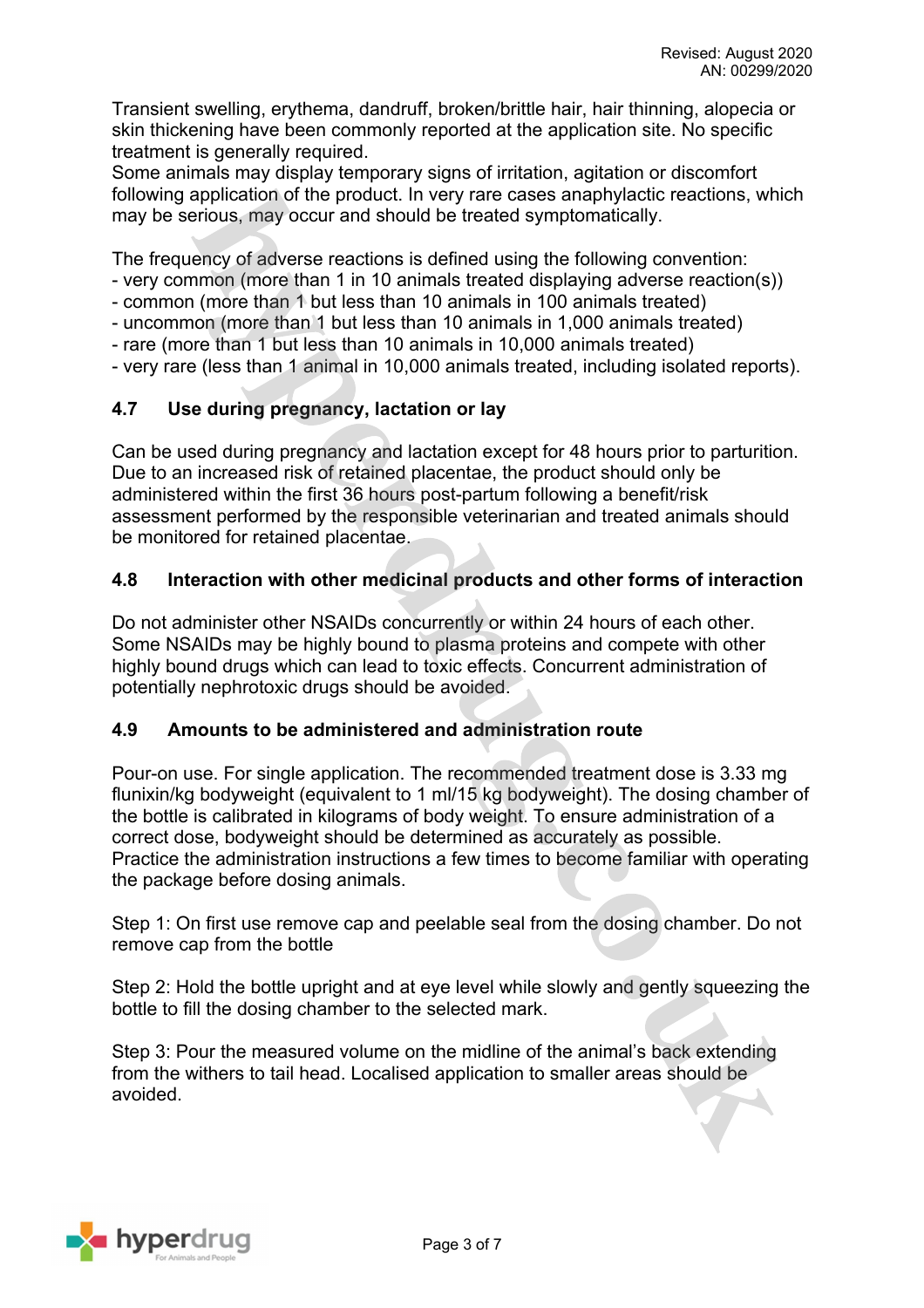Transient swelling, erythema, dandruff, broken/brittle hair, hair thinning, alopecia or skin thickening have been commonly reported at the application site. No specific treatment is generally required.
Some animals may display temporary signs of irritation, agitation or discomfort following application of the product. In very rare cases anaphylactic reactions, which may be serious, may occur and should be treated symptomatically.

The frequency of adverse reactions is defined using the following convention:
- very common (more than 1 in 10 animals treated displaying adverse reaction(s))
- common (more than 1 but less than 10 animals in 100 animals treated)
- uncommon (more than 1 but less than 10 animals in 1,000 animals treated)
- rare (more than 1 but less than 10 animals in 10,000 animals treated)
- very rare (less than 1 animal in 10,000 animals treated, including isolated reports).

## 4.7 Use during pregnancy, lactation or lay

Can be used during pregnancy and lactation except for 48 hours prior to parturition. Due to an increased risk of retained placentae, the product should only be administered within the first 36 hours post-partum following a benefit/risk assessment performed by the responsible veterinarian and treated animals should be monitored for retained placentae.

## 4.8 Interaction with other medicinal products and other forms of interaction

Do not administer other NSAIDs concurrently or within 24 hours of each other. Some NSAIDs may be highly bound to plasma proteins and compete with other highly bound drugs which can lead to toxic effects. Concurrent administration of potentially nephrotoxic drugs should be avoided.

## 4.9 Amounts to be administered and administration route

Pour-on use. For single application. The recommended treatment dose is 3.33 mg flunixin/kg bodyweight (equivalent to 1 ml/15 kg bodyweight). The dosing chamber of the bottle is calibrated in kilograms of body weight. To ensure administration of a correct dose, bodyweight should be determined as accurately as possible. Practice the administration instructions a few times to become familiar with operating the package before dosing animals.

Step 1: On first use remove cap and peelable seal from the dosing chamber. Do not remove cap from the bottle

Step 2: Hold the bottle upright and at eye level while slowly and gently squeezing the bottle to fill the dosing chamber to the selected mark.

Step 3: Pour the measured volume on the midline of the animal's back extending from the withers to tail head. Localised application to smaller areas should be avoided.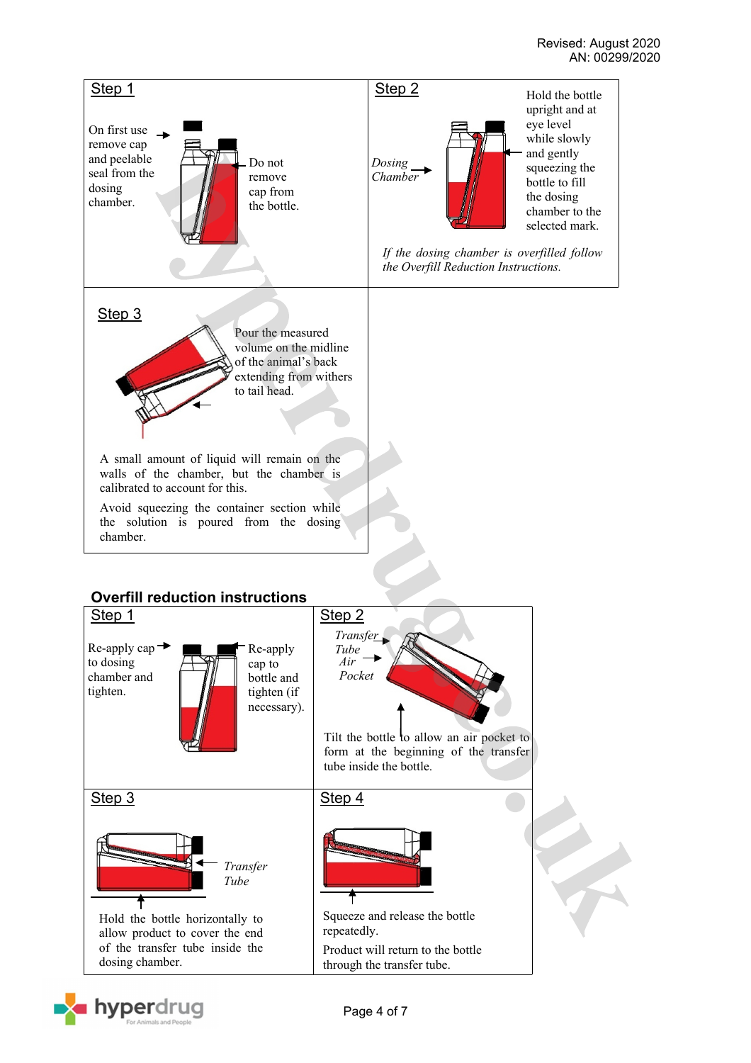Revised: August 2020
AN: 00299/2020

### Step 1

On first use remove cap and peelable seal from the dosing chamber.

Do not remove cap from the bottle.

### Step 2

Dosing Chamber

Hold the bottle upright and at eye level while slowly and gently squeezing the bottle to fill the dosing chamber to the selected mark.

*If the dosing chamber is overfilled follow the Overfill Reduction Instructions.*

### Step 3

Pour the measured volume on the midline of the animal's back extending from withers to tail head.

A small amount of liquid will remain on the walls of the chamber, but the chamber is calibrated to account for this.

Avoid squeezing the container section while the solution is poured from the dosing chamber.

## Overfill reduction instructions

### Step 1

Re-apply cap to dosing chamber and tighten.

Re-apply cap to bottle and tighten (if necessary).

### Step 2

*Transfer Tube*

*Air Pocket*

Tilt the bottle to allow an air pocket to form at the beginning of the transfer tube inside the bottle.

### Step 3

*Transfer Tube*

Hold the bottle horizontally to allow product to cover the end of the transfer tube inside the dosing chamber.

### Step 4

Squeeze and release the bottle repeatedly.

Product will return to the bottle through the transfer tube.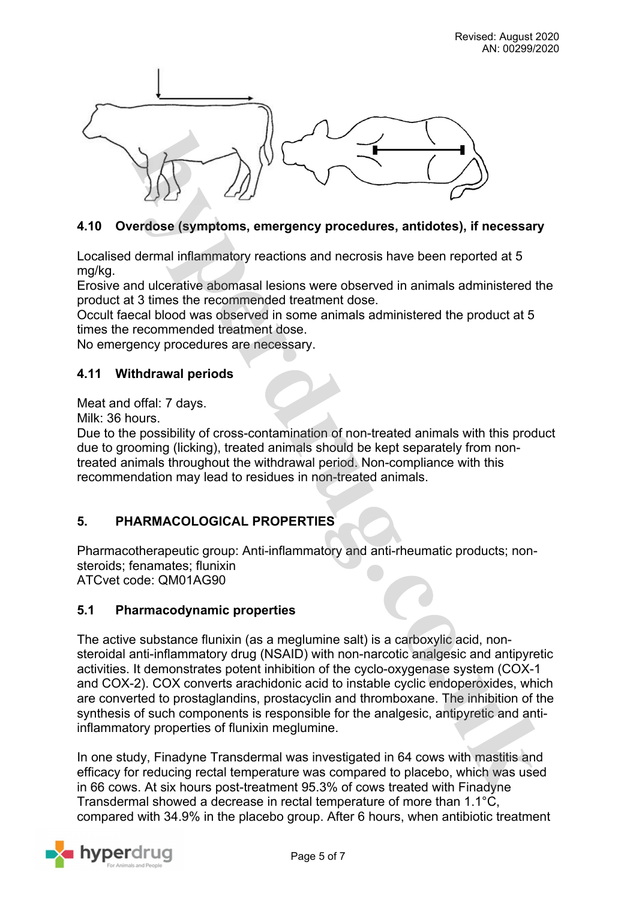## 4.10 Overdose (symptoms, emergency procedures, antidotes), if necessary

Localised dermal inflammatory reactions and necrosis have been reported at 5 mg/kg.
Erosive and ulcerative abomasal lesions were observed in animals administered the product at 3 times the recommended treatment dose.
Occult faecal blood was observed in some animals administered the product at 5 times the recommended treatment dose.
No emergency procedures are necessary.

## 4.11 Withdrawal periods

Meat and offal: 7 days.
Milk: 36 hours.
Due to the possibility of cross-contamination of non-treated animals with this product due to grooming (licking), treated animals should be kept separately from non-treated animals throughout the withdrawal period. Non-compliance with this recommendation may lead to residues in non-treated animals.

# 5. PHARMACOLOGICAL PROPERTIES

Pharmacotherapeutic group: Anti-inflammatory and anti-rheumatic products; non-steroids; fenamates; flunixin
ATCvet code: QM01AG90

## 5.1 Pharmacodynamic properties

The active substance flunixin (as a meglumine salt) is a carboxylic acid, non-steroidal anti-inflammatory drug (NSAID) with non-narcotic analgesic and antipyretic activities. It demonstrates potent inhibition of the cyclo-oxygenase system (COX-1 and COX-2). COX converts arachidonic acid to instable cyclic endoperoxides, which are converted to prostaglandins, prostacyclin and thromboxane. The inhibition of the synthesis of such components is responsible for the analgesic, antipyretic and anti-inflammatory properties of flunixin meglumine.

In one study, Finadyne Transdermal was investigated in 64 cows with mastitis and efficacy for reducing rectal temperature was compared to placebo, which was used in 66 cows. At six hours post-treatment 95.3% of cows treated with Finadyne Transdermal showed a decrease in rectal temperature of more than 1.1°C, compared with 34.9% in the placebo group. After 6 hours, when antibiotic treatment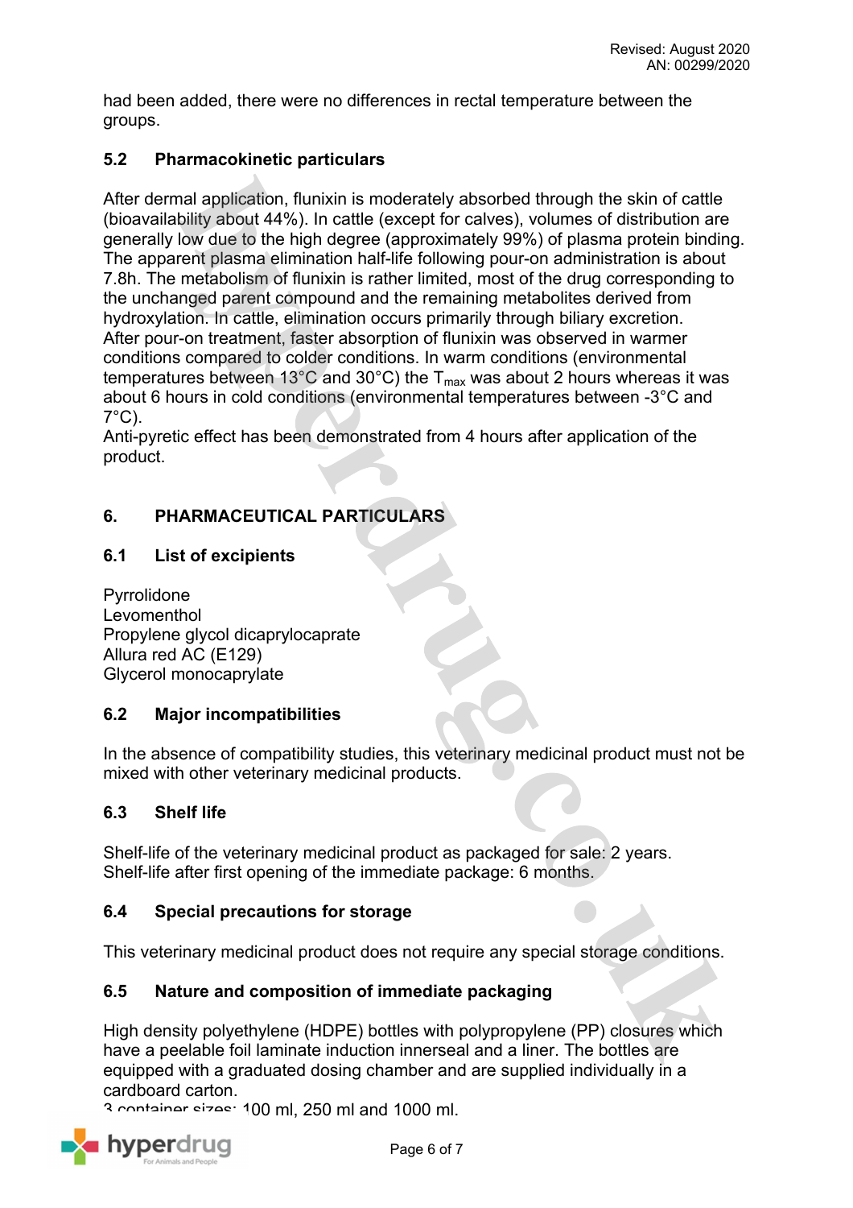had been added, there were no differences in rectal temperature between the groups.

## 5.2 Pharmacokinetic particulars

After dermal application, flunixin is moderately absorbed through the skin of cattle (bioavailability about 44%). In cattle (except for calves), volumes of distribution are generally low due to the high degree (approximately 99%) of plasma protein binding. The apparent plasma elimination half-life following pour-on administration is about 7.8h. The metabolism of flunixin is rather limited, most of the drug corresponding to the unchanged parent compound and the remaining metabolites derived from hydroxylation. In cattle, elimination occurs primarily through biliary excretion.
After pour-on treatment, faster absorption of flunixin was observed in warmer conditions compared to colder conditions. In warm conditions (environmental temperatures between 13°C and 30°C) the $T_{max}$ was about 2 hours whereas it was about 6 hours in cold conditions (environmental temperatures between -3°C and 7°C).
Anti-pyretic effect has been demonstrated from 4 hours after application of the product.

# 6. PHARMACEUTICAL PARTICULARS

## 6.1 List of excipients

Pyrrolidone
Levomenthol
Propylene glycol dicaprylocaprate
Allura red AC (E129)
Glycerol monocaprylate

## 6.2 Major incompatibilities

In the absence of compatibility studies, this veterinary medicinal product must not be mixed with other veterinary medicinal products.

## 6.3 Shelf life

Shelf-life of the veterinary medicinal product as packaged for sale: 2 years.
Shelf-life after first opening of the immediate package: 6 months.

## 6.4 Special precautions for storage

This veterinary medicinal product does not require any special storage conditions.

## 6.5 Nature and composition of immediate packaging

High density polyethylene (HDPE) bottles with polypropylene (PP) closures which have a peelable foil laminate induction innerseal and a liner. The bottles are equipped with a graduated dosing chamber and are supplied individually in a cardboard carton.
3 container sizes: 100 ml, 250 ml and 1000 ml.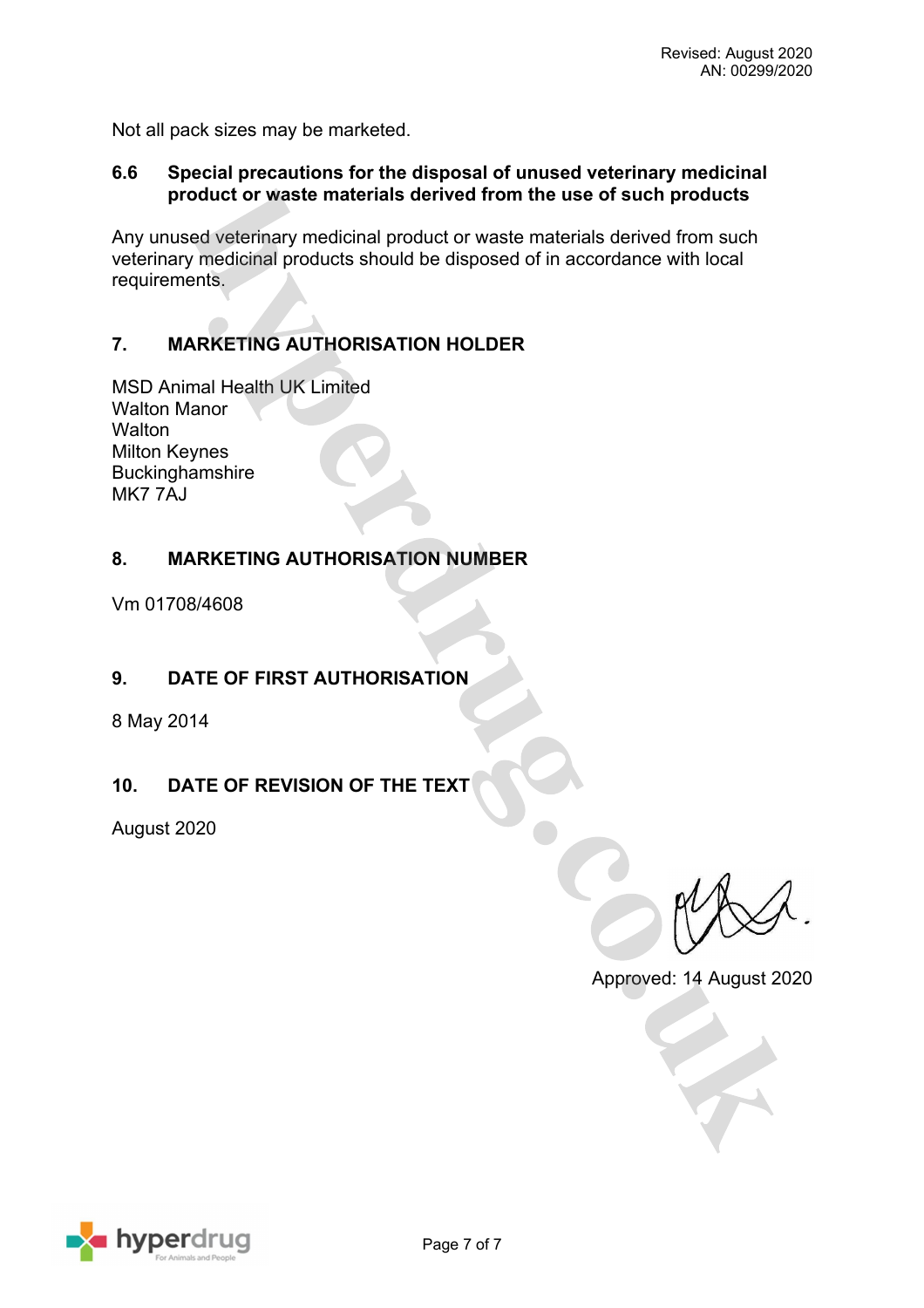Not all pack sizes may be marketed.

### 6.6 Special precautions for the disposal of unused veterinary medicinal product or waste materials derived from the use of such products

Any unused veterinary medicinal product or waste materials derived from such veterinary medicinal products should be disposed of in accordance with local requirements.

## 7. MARKETING AUTHORISATION HOLDER

MSD Animal Health UK Limited
Walton Manor
Walton
Milton Keynes
Buckinghamshire
MK7 7AJ

## 8. MARKETING AUTHORISATION NUMBER

Vm 01708/4608

## 9. DATE OF FIRST AUTHORISATION

8 May 2014

## 10. DATE OF REVISION OF THE TEXT

August 2020

Approved: 14 August 2020